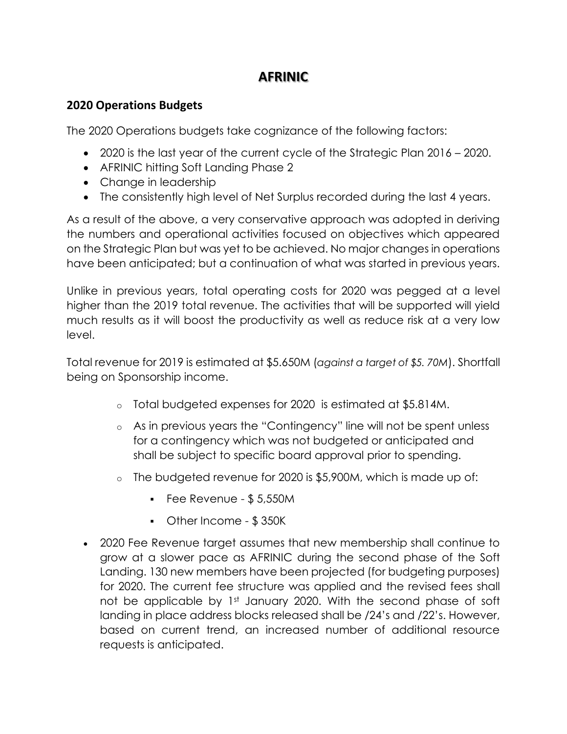# AFRINIC

## 2020 Operations Budgets

The 2020 Operations budgets take cognizance of the following factors:

- 2020 is the last year of the current cycle of the Strategic Plan 2016 – 2020.
- AFRINIC hitting Soft Landing Phase 2
- Change in leadership
- The consistently high level of Net Surplus recorded during the last 4 years.

As a result of the above, a very conservative approach was adopted in deriving the numbers and operational activities focused on objectives which appeared on the Strategic Plan but was yet to be achieved. No major changes in operations have been anticipated; but a continuation of what was started in previous years.

Unlike in previous years, total operating costs for 2020 was pegged at a level higher than the 2019 total revenue. The activities that will be supported will yield much results as it will boost the productivity as well as reduce risk at a very low level.

Total revenue for 2019 is estimated at $5.650M (*against a target of $5. 70M*). Shortfall being on Sponsorship income.

- Total budgeted expenses for 2020 is estimated at $5.814M.
- As in previous years the "Contingency" line will not be spent unless for a contingency which was not budgeted or anticipated and shall be subject to specific board approval prior to spending.
- The budgeted revenue for 2020 is $5,900M, which is made up of:
  - Fee Revenue - $ 5,550M
  - Other Income - $ 350K

- 2020 Fee Revenue target assumes that new membership shall continue to grow at a slower pace as AFRINIC during the second phase of the Soft Landing. 130 new members have been projected (for budgeting purposes) for 2020. The current fee structure was applied and the revised fees shall not be applicable by 1st January 2020. With the second phase of soft landing in place address blocks released shall be /24's and /22's. However, based on current trend, an increased number of additional resource requests is anticipated.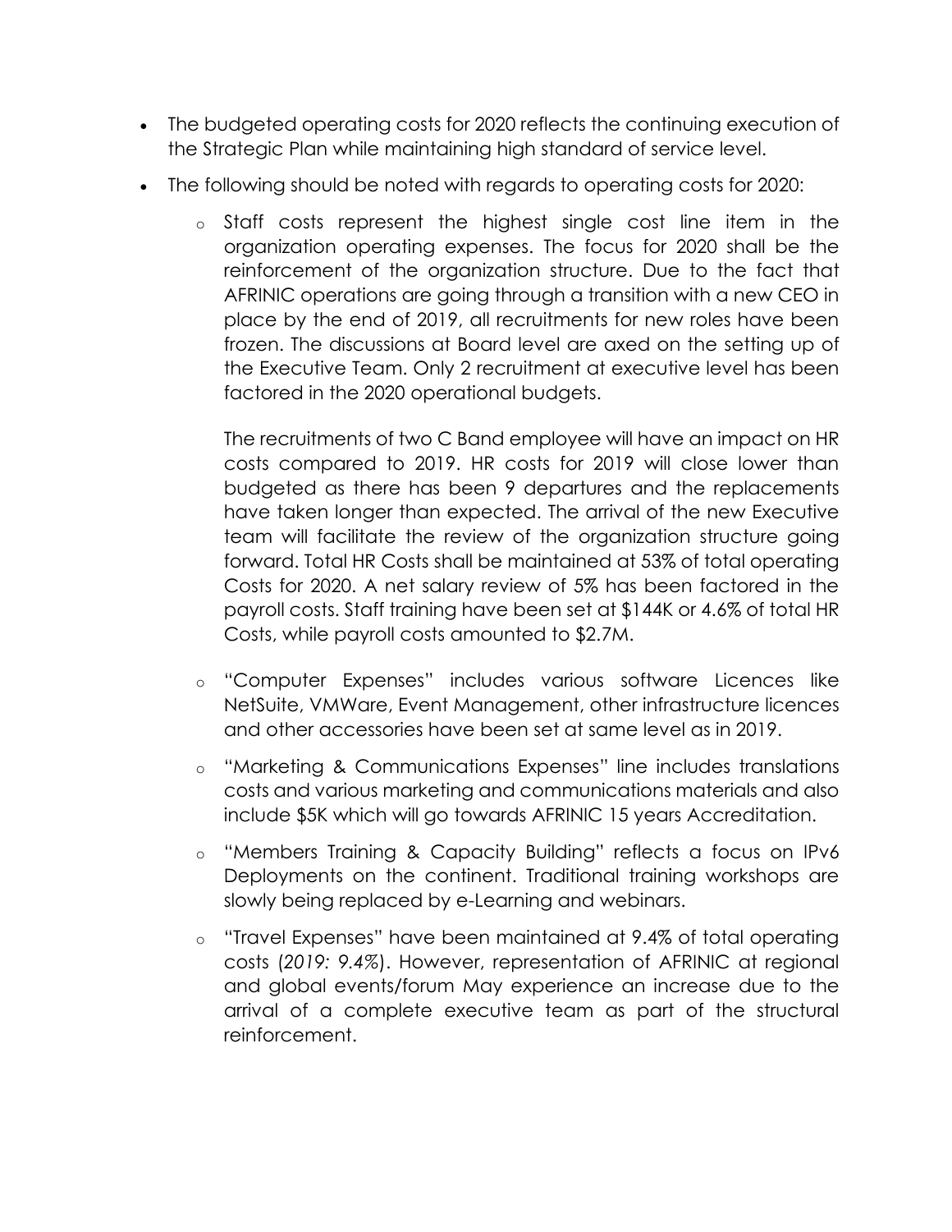- The budgeted operating costs for 2020 reflects the continuing execution of the Strategic Plan while maintaining high standard of service level.
- The following should be noted with regards to operating costs for 2020:
  - Staff costs represent the highest single cost line item in the organization operating expenses. The focus for 2020 shall be the reinforcement of the organization structure. Due to the fact that AFRINIC operations are going through a transition with a new CEO in place by the end of 2019, all recruitments for new roles have been frozen. The discussions at Board level are axed on the setting up of the Executive Team. Only 2 recruitment at executive level has been factored in the 2020 operational budgets.

    The recruitments of two C Band employee will have an impact on HR costs compared to 2019. HR costs for 2019 will close lower than budgeted as there has been 9 departures and the replacements have taken longer than expected. The arrival of the new Executive team will facilitate the review of the organization structure going forward. Total HR Costs shall be maintained at 53% of total operating Costs for 2020. A net salary review of 5% has been factored in the payroll costs. Staff training have been set at $144K or 4.6% of total HR Costs, while payroll costs amounted to $2.7M.
  - "Computer Expenses" includes various software Licences like NetSuite, VMWare, Event Management, other infrastructure licences and other accessories have been set at same level as in 2019.
  - "Marketing & Communications Expenses" line includes translations costs and various marketing and communications materials and also include $5K which will go towards AFRINIC 15 years Accreditation.
  - "Members Training & Capacity Building" reflects a focus on IPv6 Deployments on the continent. Traditional training workshops are slowly being replaced by e-Learning and webinars.
  - "Travel Expenses" have been maintained at 9.4% of total operating costs (*2019: 9.4%*). However, representation of AFRINIC at regional and global events/forum May experience an increase due to the arrival of a complete executive team as part of the structural reinforcement.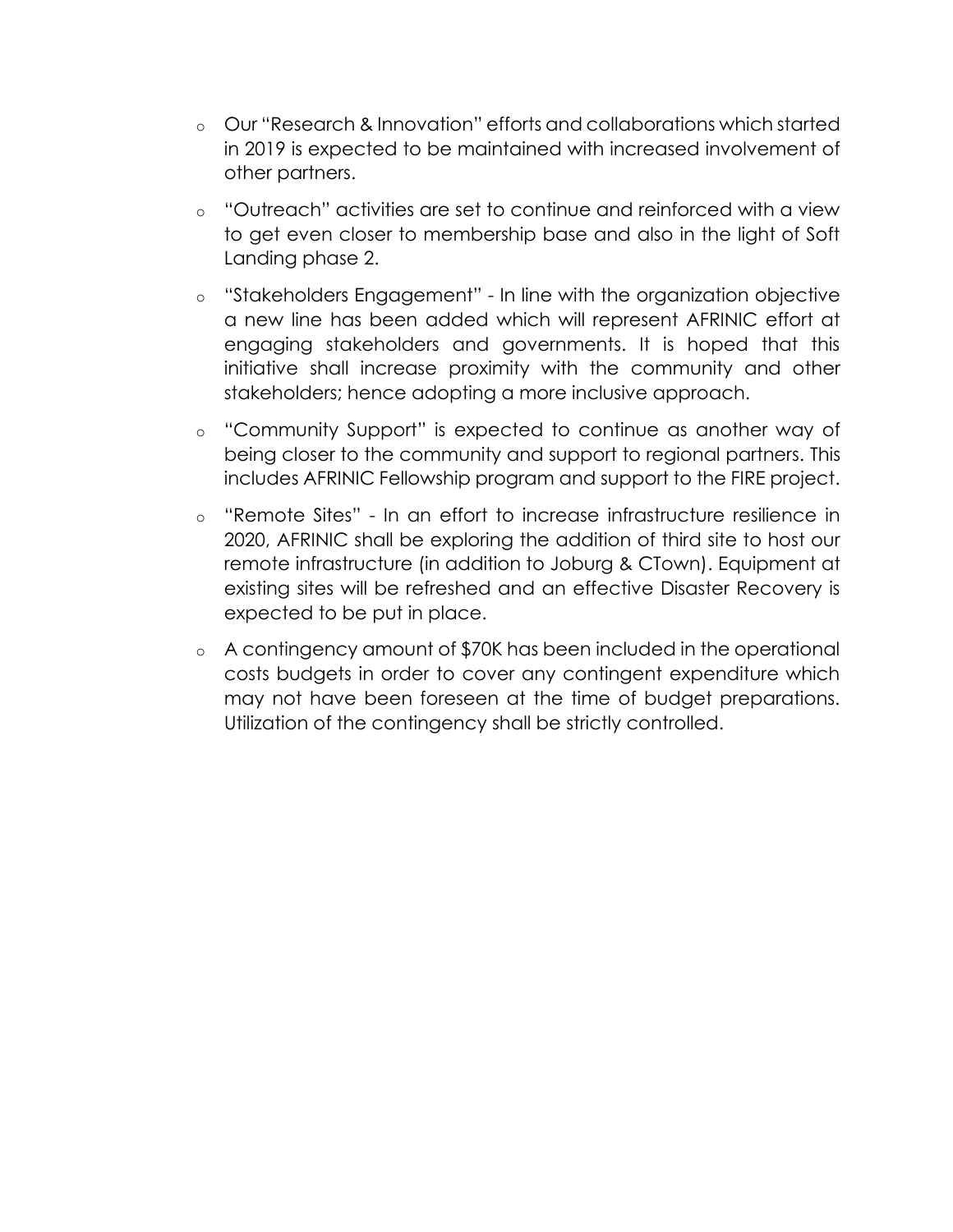- Our "Research & Innovation" efforts and collaborations which started in 2019 is expected to be maintained with increased involvement of other partners.
- "Outreach" activities are set to continue and reinforced with a view to get even closer to membership base and also in the light of Soft Landing phase 2.
- "Stakeholders Engagement" - In line with the organization objective a new line has been added which will represent AFRINIC effort at engaging stakeholders and governments. It is hoped that this initiative shall increase proximity with the community and other stakeholders; hence adopting a more inclusive approach.
- "Community Support" is expected to continue as another way of being closer to the community and support to regional partners. This includes AFRINIC Fellowship program and support to the FIRE project.
- "Remote Sites" - In an effort to increase infrastructure resilience in 2020, AFRINIC shall be exploring the addition of third site to host our remote infrastructure (in addition to Joburg & CTown). Equipment at existing sites will be refreshed and an effective Disaster Recovery is expected to be put in place.
- A contingency amount of $70K has been included in the operational costs budgets in order to cover any contingent expenditure which may not have been foreseen at the time of budget preparations. Utilization of the contingency shall be strictly controlled.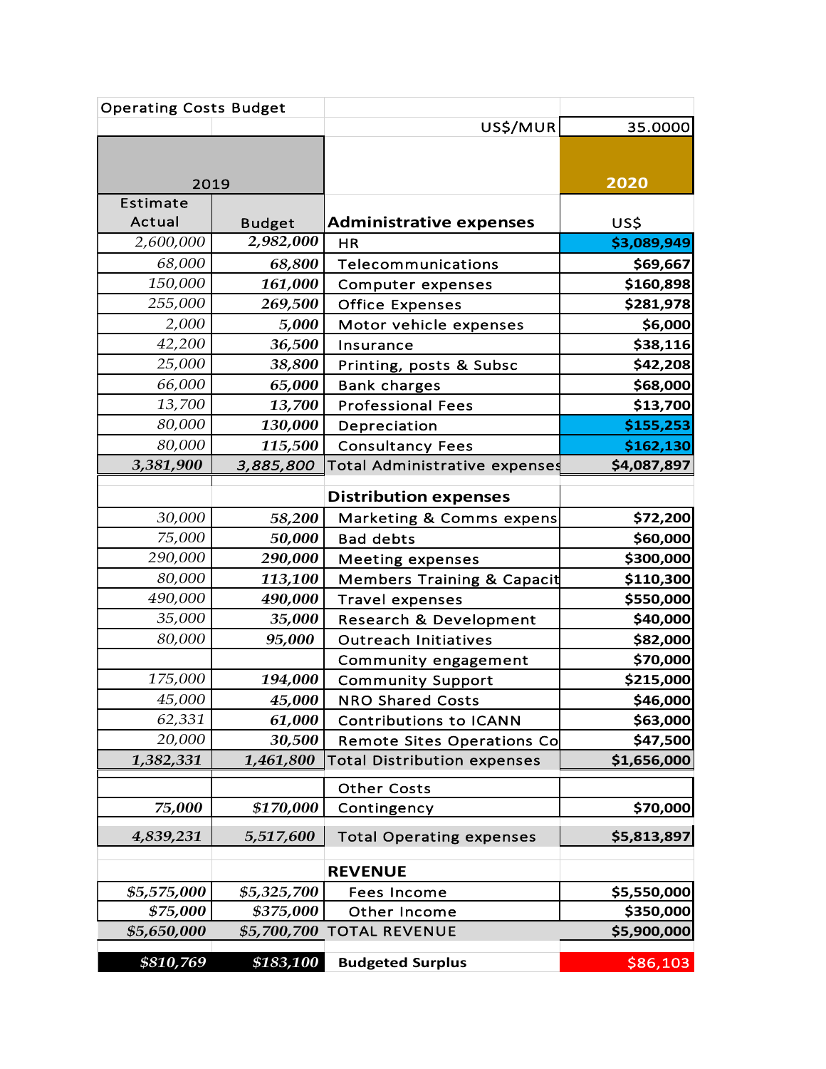| Operating Costs Budget | | | |
|---|---|---|---|
| | | US$/MUR | 35.0000 |
| 2019 | | | 2020 |
| Estimate Actual | Budget | **Administrative expenses** | US$ |
| *2,600,000* | ***2,982,000*** | HR | **$3,089,949** |
| *68,000* | ***68,800*** | Telecommunications | **$69,667** |
| *150,000* | ***161,000*** | Computer expenses | **$160,898** |
| *255,000* | ***269,500*** | Office Expenses | **$281,978** |
| *2,000* | ***5,000*** | Motor vehicle expenses | **$6,000** |
| *42,200* | ***36,500*** | Insurance | **$38,116** |
| *25,000* | ***38,800*** | Printing, posts & Subsc | **$42,208** |
| *66,000* | ***65,000*** | Bank charges | **$68,000** |
| *13,700* | ***13,700*** | Professional Fees | **$13,700** |
| *80,000* | ***130,000*** | Depreciation | **$155,253** |
| *80,000* | ***115,500*** | Consultancy Fees | **$162,130** |
| ***3,381,900*** | ***3,885,800*** | Total Administrative expenses | **$4,087,897** |
| | | **Distribution expenses** | |
| *30,000* | ***58,200*** | Marketing & Comms expens | **$72,200** |
| *75,000* | ***50,000*** | Bad debts | **$60,000** |
| *290,000* | ***290,000*** | Meeting expenses | **$300,000** |
| *80,000* | ***113,100*** | Members Training & Capacit | **$110,300** |
| *490,000* | ***490,000*** | Travel expenses | **$550,000** |
| *35,000* | ***35,000*** | Research & Development | **$40,000** |
| *80,000* | ***95,000*** | Outreach Initiatives | **$82,000** |
| | | Community engagement | **$70,000** |
| *175,000* | ***194,000*** | Community Support | **$215,000** |
| *45,000* | ***45,000*** | NRO Shared Costs | **$46,000** |
| *62,331* | ***61,000*** | Contributions to ICANN | **$63,000** |
| *20,000* | ***30,500*** | Remote Sites Operations Co | **$47,500** |
| ***1,382,331*** | ***1,461,800*** | Total Distribution expenses | **$1,656,000** |
| | | Other Costs | |
| ***75,000*** | ***$170,000*** | Contingency | **$70,000** |
| ***4,839,231*** | ***5,517,600*** | Total Operating expenses | **$5,813,897** |
| | | **REVENUE** | |
| ***$5,575,000*** | ***$5,325,700*** | Fees Income | **$5,550,000** |
| ***$75,000*** | ***$375,000*** | Other Income | **$350,000** |
| ***$5,650,000*** | ***$5,700,700*** | TOTAL REVENUE | **$5,900,000** |
| ***$810,769*** | ***$183,100*** | **Budgeted Surplus** | $86,103 |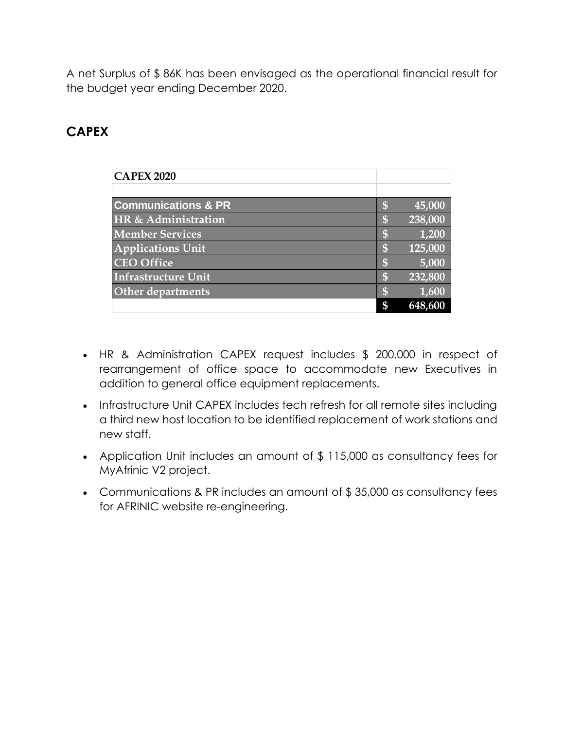A net Surplus of $ 86K has been envisaged as the operational financial result for the budget year ending December 2020.

## CAPEX

| CAPEX 2020 | |
|---|---|
| | |
| Communications & PR | $ 45,000 |
| HR & Administration | $ 238,000 |
| Member Services | $ 1,200 |
| Applications Unit | $ 125,000 |
| CEO Office | $ 5,000 |
| Infrastructure Unit | $ 232,800 |
| Other departments | $ 1,600 |
| | $ 648,600 |

- HR & Administration CAPEX request includes $ 200,000 in respect of rearrangement of office space to accommodate new Executives in addition to general office equipment replacements.
- Infrastructure Unit CAPEX includes tech refresh for all remote sites including a third new host location to be identified replacement of work stations and new staff.
- Application Unit includes an amount of $ 115,000 as consultancy fees for MyAfrinic V2 project.
- Communications & PR includes an amount of $ 35,000 as consultancy fees for AFRINIC website re-engineering.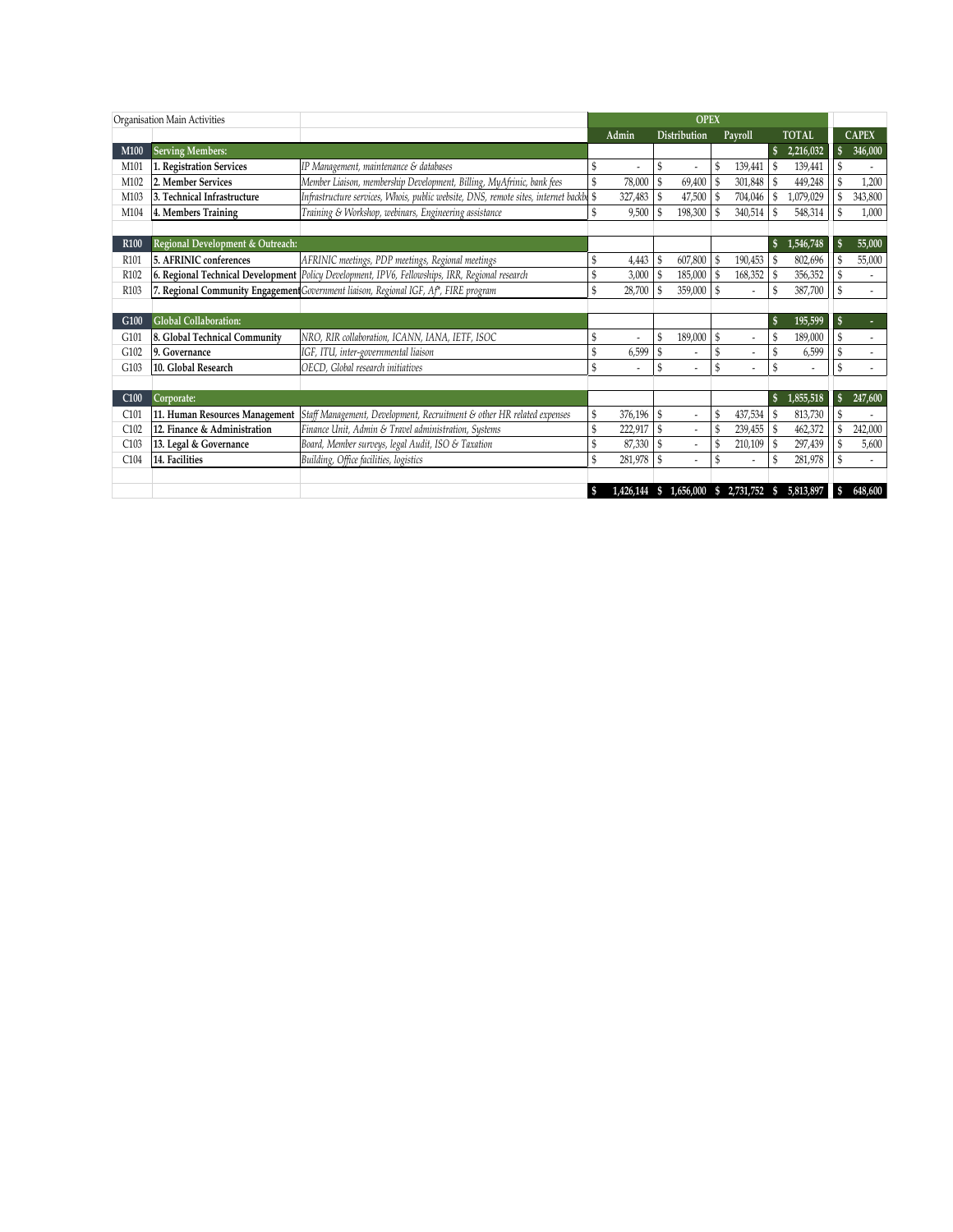| Organisation Main Activities | | | OPEX | | | | |
|---|---|---|---|---|---|---|---|
| | | | Admin | Distribution | Payroll | TOTAL | CAPEX |
| M100 | Serving Members: | | | | | $ 2,216,032 | $ 346,000 |
| M101 | 1. Registration Services | *IP Management, maintenance & databases* | $ - | $ - | $ 139,441 | $ 139,441 | $ - |
| M102 | 2. Member Services | *Member Liaison, membership Development, Billing, MyAfrinic, bank fees* | $ 78,000 | $ 69,400 | $ 301,848 | $ 449,248 | $ 1,200 |
| M103 | 3. Technical Infrastructure | *Infrastructure services, Whois, public website, DNS, remote sites, internet backb* | $ 327,483 | $ 47,500 | $ 704,046 | $ 1,079,029 | $ 343,800 |
| M104 | 4. Members Training | *Training & Workshop, webinars, Engineering assistance* | $ 9,500 | $ 198,300 | $ 340,514 | $ 548,314 | $ 1,000 |
| | | | | | | | |
| R100 | Regional Development & Outreach: | | | | | $ 1,546,748 | $ 55,000 |
| R101 | 5. AFRINIC conferences | *AFRINIC meetings, PDP meetings, Regional meetings* | $ 4,443 | $ 607,800 | $ 190,453 | $ 802,696 | $ 55,000 |
| R102 | 6. Regional Technical Development | *Policy Development, IPV6, Fellowships, IRR, Regional research* | $ 3,000 | $ 185,000 | $ 168,352 | $ 356,352 | $ - |
| R103 | 7. Regional Community Engagement | *Government liaison, Regional IGF, Af*, FIRE program* | $ 28,700 | $ 359,000 | $ - | $ 387,700 | $ - |
| | | | | | | | |
| G100 | Global Collaboration: | | | | | $ 195,599 | $ - |
| G101 | 8. Global Technical Community | *NRO, RIR collaboration, ICANN, IANA, IETF, ISOC* | $ - | $ 189,000 | $ - | $ 189,000 | $ - |
| G102 | 9. Governance | *IGF, ITU, inter-governmental liaison* | $ 6,599 | $ - | $ - | $ 6,599 | $ - |
| G103 | 10. Global Research | *OECD, Global research initiatives* | $ - | $ - | $ - | $ - | $ - |
| | | | | | | | |
| C100 | Corporate: | | | | | $ 1,855,518 | $ 247,600 |
| C101 | 11. Human Resources Management | *Staff Management, Development, Recruitment & other HR related expenses* | $ 376,196 | $ - | $ 437,534 | $ 813,730 | $ - |
| C102 | 12. Finance & Administration | *Finance Unit, Admin & Travel administration, Systems* | $ 222,917 | $ - | $ 239,455 | $ 462,372 | $ 242,000 |
| C103 | 13. Legal & Governance | *Board, Member surveys, legal Audit, ISO & Taxation* | $ 87,330 | $ - | $ 210,109 | $ 297,439 | $ 5,600 |
| C104 | 14. Facilities | *Building, Office facilities, logistics* | $ 281,978 | $ - | $ - | $ 281,978 | $ - |
| | | | | | | | |
| | | | $ 1,426,144 | $ 1,656,000 | $ 2,731,752 | $ 5,813,897 | $ 648,600 |